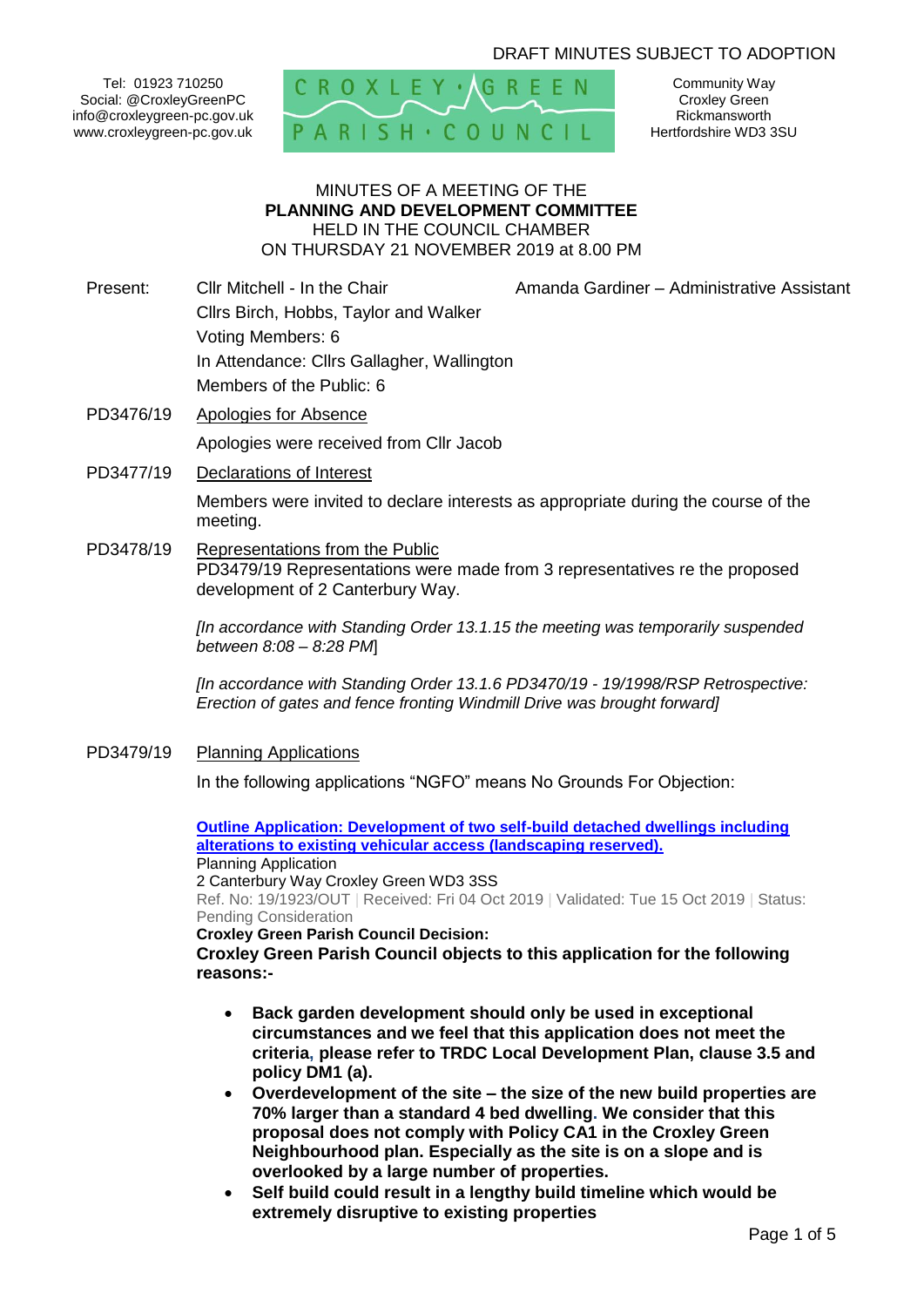DRAFT MINUTES SUBJECT TO ADOPTION

Tel: 01923 710250
Social: @CroxleyGreenPC
info@croxleygreen-pc.gov.uk
www.croxleygreen-pc.gov.uk

CROXLEY GREEN PARISH COUNCIL

Community Way
Croxley Green
Rickmansworth
Hertfordshire WD3 3SU

MINUTES OF A MEETING OF THE
**PLANNING AND DEVELOPMENT COMMITTEE**
HELD IN THE COUNCIL CHAMBER
ON THURSDAY 21 NOVEMBER 2019 at 8.00 PM

Present: Cllr Mitchell - In the Chair — Amanda Gardiner – Administrative Assistant
Cllrs Birch, Hobbs, Taylor and Walker
Voting Members: 6
In Attendance: Cllrs Gallagher, Wallington
Members of the Public: 6

**PD3476/19** Apologies for Absence

Apologies were received from Cllr Jacob

**PD3477/19** Declarations of Interest

Members were invited to declare interests as appropriate during the course of the meeting.

**PD3478/19** Representations from the Public

PD3479/19 Representations were made from 3 representatives re the proposed development of 2 Canterbury Way.

*[In accordance with Standing Order 13.1.15 the meeting was temporarily suspended between 8:08 – 8:28 PM]*

*[In accordance with Standing Order 13.1.6 PD3470/19 - 19/1998/RSP Retrospective: Erection of gates and fence fronting Windmill Drive was brought forward]*

**PD3479/19** Planning Applications

In the following applications "NGFO" means No Grounds For Objection:

**Outline Application: Development of two self-build detached dwellings including alterations to existing vehicular access (landscaping reserved).**
Planning Application
2 Canterbury Way Croxley Green WD3 3SS
Ref. No: 19/1923/OUT | Received: Fri 04 Oct 2019 | Validated: Tue 15 Oct 2019 | Status: Pending Consideration
**Croxley Green Parish Council Decision:**
**Croxley Green Parish Council objects to this application for the following reasons:-**

- **Back garden development should only be used in exceptional circumstances and we feel that this application does not meet the criteria, please refer to TRDC Local Development Plan, clause 3.5 and policy DM1 (a).**
- **Overdevelopment of the site – the size of the new build properties are 70% larger than a standard 4 bed dwelling. We consider that this proposal does not comply with Policy CA1 in the Croxley Green Neighbourhood plan. Especially as the site is on a slope and is overlooked by a large number of properties.**
- **Self build could result in a lengthy build timeline which would be extremely disruptive to existing properties**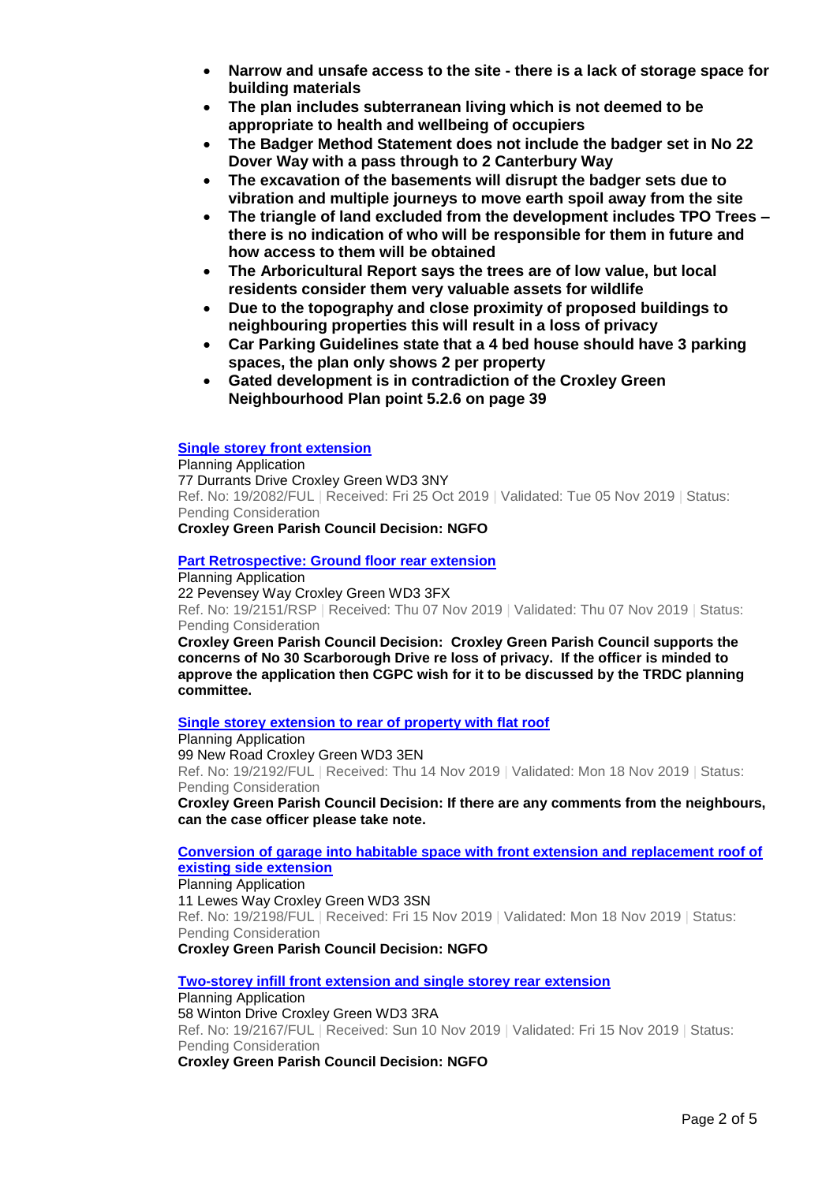- **Narrow and unsafe access to the site - there is a lack of storage space for building materials**
- **The plan includes subterranean living which is not deemed to be appropriate to health and wellbeing of occupiers**
- **The Badger Method Statement does not include the badger set in No 22 Dover Way with a pass through to 2 Canterbury Way**
- **The excavation of the basements will disrupt the badger sets due to vibration and multiple journeys to move earth spoil away from the site**
- **The triangle of land excluded from the development includes TPO Trees – there is no indication of who will be responsible for them in future and how access to them will be obtained**
- **The Arboricultural Report says the trees are of low value, but local residents consider them very valuable assets for wildlife**
- **Due to the topography and close proximity of proposed buildings to neighbouring properties this will result in a loss of privacy**
- **Car Parking Guidelines state that a 4 bed house should have 3 parking spaces, the plan only shows 2 per property**
- **Gated development is in contradiction of the Croxley Green Neighbourhood Plan point 5.2.6 on page 39**

**Single storey front extension**

Planning Application
77 Durrants Drive Croxley Green WD3 3NY
Ref. No: 19/2082/FUL | Received: Fri 25 Oct 2019 | Validated: Tue 05 Nov 2019 | Status: Pending Consideration
**Croxley Green Parish Council Decision: NGFO**

**Part Retrospective: Ground floor rear extension**

Planning Application
22 Pevensey Way Croxley Green WD3 3FX
Ref. No: 19/2151/RSP | Received: Thu 07 Nov 2019 | Validated: Thu 07 Nov 2019 | Status: Pending Consideration
**Croxley Green Parish Council Decision: Croxley Green Parish Council supports the concerns of No 30 Scarborough Drive re loss of privacy. If the officer is minded to approve the application then CGPC wish for it to be discussed by the TRDC planning committee.**

**Single storey extension to rear of property with flat roof**

Planning Application
99 New Road Croxley Green WD3 3EN
Ref. No: 19/2192/FUL | Received: Thu 14 Nov 2019 | Validated: Mon 18 Nov 2019 | Status: Pending Consideration
**Croxley Green Parish Council Decision: If there are any comments from the neighbours, can the case officer please take note.**

**Conversion of garage into habitable space with front extension and replacement roof of existing side extension**

Planning Application
11 Lewes Way Croxley Green WD3 3SN
Ref. No: 19/2198/FUL | Received: Fri 15 Nov 2019 | Validated: Mon 18 Nov 2019 | Status: Pending Consideration
**Croxley Green Parish Council Decision: NGFO**

**Two-storey infill front extension and single storey rear extension**

Planning Application
58 Winton Drive Croxley Green WD3 3RA
Ref. No: 19/2167/FUL | Received: Sun 10 Nov 2019 | Validated: Fri 15 Nov 2019 | Status: Pending Consideration
**Croxley Green Parish Council Decision: NGFO**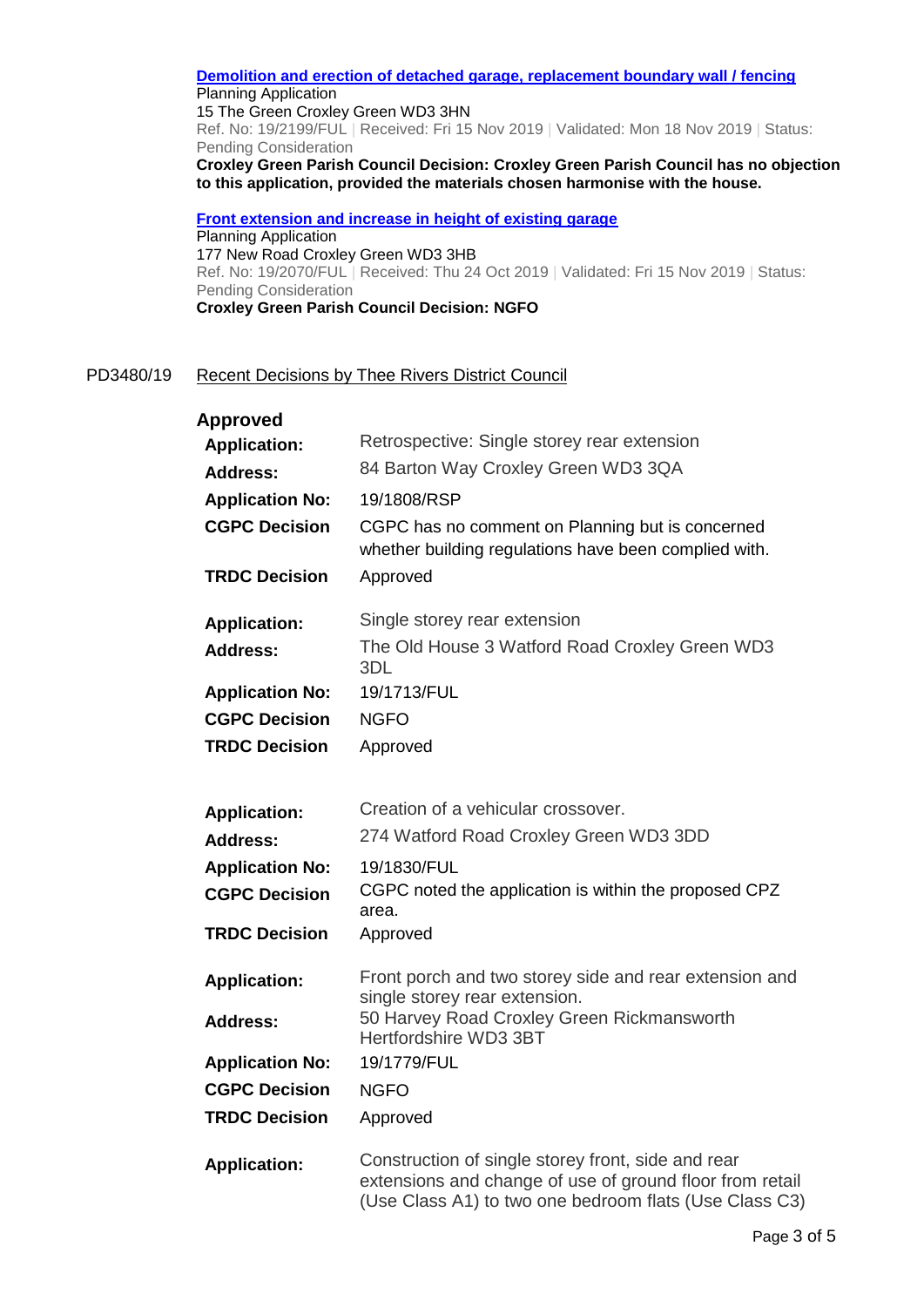**Demolition and erection of detached garage, replacement boundary wall / fencing**
Planning Application
15 The Green Croxley Green WD3 3HN
Ref. No: 19/2199/FUL | Received: Fri 15 Nov 2019 | Validated: Mon 18 Nov 2019 | Status: Pending Consideration
**Croxley Green Parish Council Decision: Croxley Green Parish Council has no objection to this application, provided the materials chosen harmonise with the house.**

**Front extension and increase in height of existing garage**
Planning Application
177 New Road Croxley Green WD3 3HB
Ref. No: 19/2070/FUL | Received: Thu 24 Oct 2019 | Validated: Fri 15 Nov 2019 | Status: Pending Consideration
**Croxley Green Parish Council Decision: NGFO**

PD3480/19 Recent Decisions by Thee Rivers District Council

**Approved**

| | |
|---|---|
| **Application:** | Retrospective: Single storey rear extension |
| **Address:** | 84 Barton Way Croxley Green WD3 3QA |
| **Application No:** | 19/1808/RSP |
| **CGPC Decision** | CGPC has no comment on Planning but is concerned whether building regulations have been complied with. |
| **TRDC Decision** | Approved |

| | |
|---|---|
| **Application:** | Single storey rear extension |
| **Address:** | The Old House 3 Watford Road Croxley Green WD3 3DL |
| **Application No:** | 19/1713/FUL |
| **CGPC Decision** | NGFO |
| **TRDC Decision** | Approved |

| | |
|---|---|
| **Application:** | Creation of a vehicular crossover. |
| **Address:** | 274 Watford Road Croxley Green WD3 3DD |
| **Application No:** | 19/1830/FUL |
| **CGPC Decision** | CGPC noted the application is within the proposed CPZ area. |
| **TRDC Decision** | Approved |

| | |
|---|---|
| **Application:** | Front porch and two storey side and rear extension and single storey rear extension. |
| **Address:** | 50 Harvey Road Croxley Green Rickmansworth Hertfordshire WD3 3BT |
| **Application No:** | 19/1779/FUL |
| **CGPC Decision** | NGFO |
| **TRDC Decision** | Approved |

| | |
|---|---|
| **Application:** | Construction of single storey front, side and rear extensions and change of use of ground floor from retail (Use Class A1) to two one bedroom flats (Use Class C3) |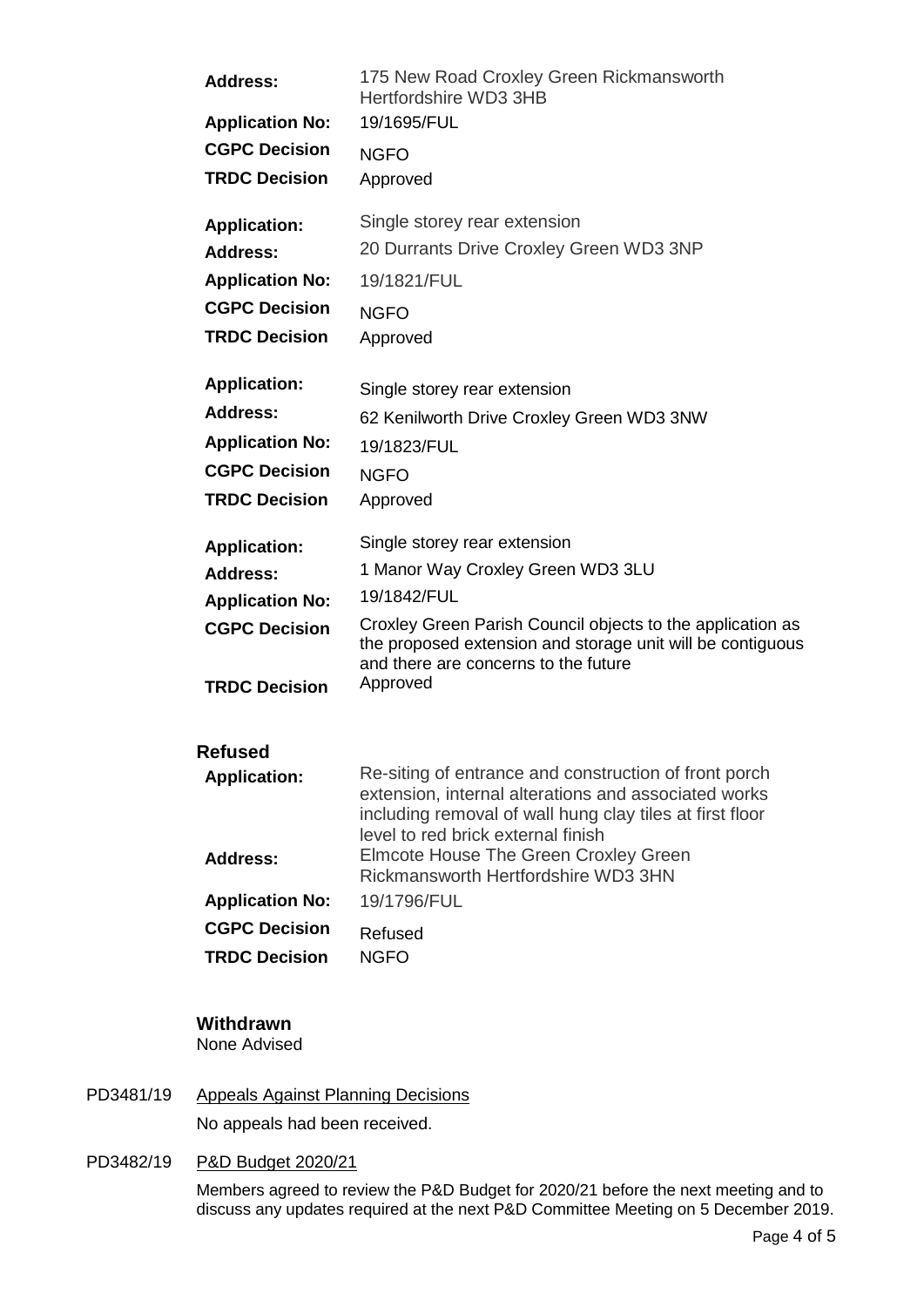| | |
|---|---|
| **Address:** | 175 New Road Croxley Green Rickmansworth Hertfordshire WD3 3HB |
| **Application No:** | 19/1695/FUL |
| **CGPC Decision** | NGFO |
| **TRDC Decision** | Approved |

| | |
|---|---|
| **Application:** | Single storey rear extension |
| **Address:** | 20 Durrants Drive Croxley Green WD3 3NP |
| **Application No:** | 19/1821/FUL |
| **CGPC Decision** | NGFO |
| **TRDC Decision** | Approved |

| | |
|---|---|
| **Application:** | Single storey rear extension |
| **Address:** | 62 Kenilworth Drive Croxley Green WD3 3NW |
| **Application No:** | 19/1823/FUL |
| **CGPC Decision** | NGFO |
| **TRDC Decision** | Approved |

| | |
|---|---|
| **Application:** | Single storey rear extension |
| **Address:** | 1 Manor Way Croxley Green WD3 3LU |
| **Application No:** | 19/1842/FUL |
| **CGPC Decision** | Croxley Green Parish Council objects to the application as the proposed extension and storage unit will be contiguous and there are concerns to the future |
| **TRDC Decision** | Approved |

**Refused**

| | |
|---|---|
| **Application:** | Re-siting of entrance and construction of front porch extension, internal alterations and associated works including removal of wall hung clay tiles at first floor level to red brick external finish |
| **Address:** | Elmcote House The Green Croxley Green Rickmansworth Hertfordshire WD3 3HN |
| **Application No:** | 19/1796/FUL |
| **CGPC Decision** | Refused |
| **TRDC Decision** | NGFO |

**Withdrawn**

None Advised

PD3481/19 Appeals Against Planning Decisions

No appeals had been received.

PD3482/19 P&D Budget 2020/21

Members agreed to review the P&D Budget for 2020/21 before the next meeting and to discuss any updates required at the next P&D Committee Meeting on 5 December 2019.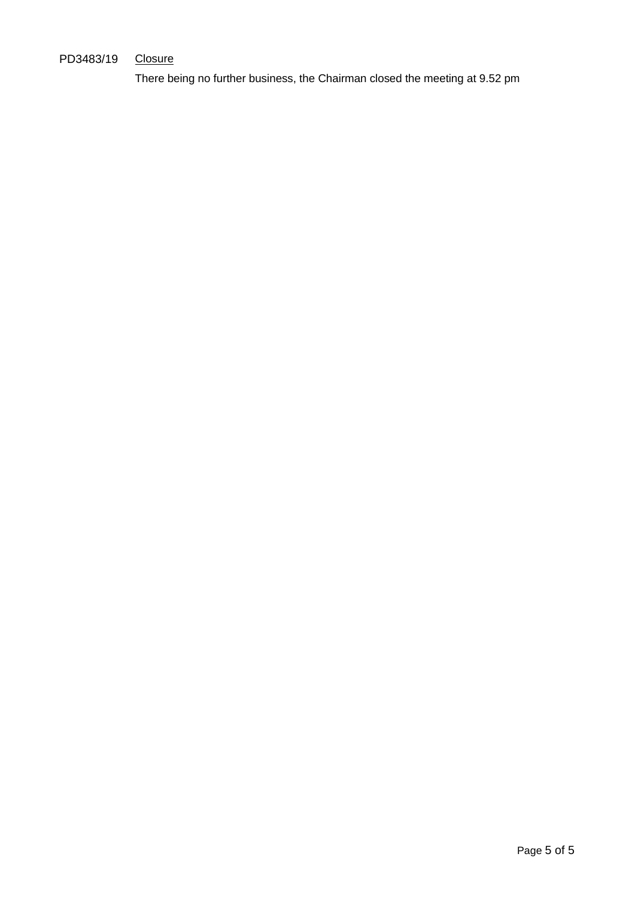PD3483/19 <u>Closure</u>

There being no further business, the Chairman closed the meeting at 9.52 pm